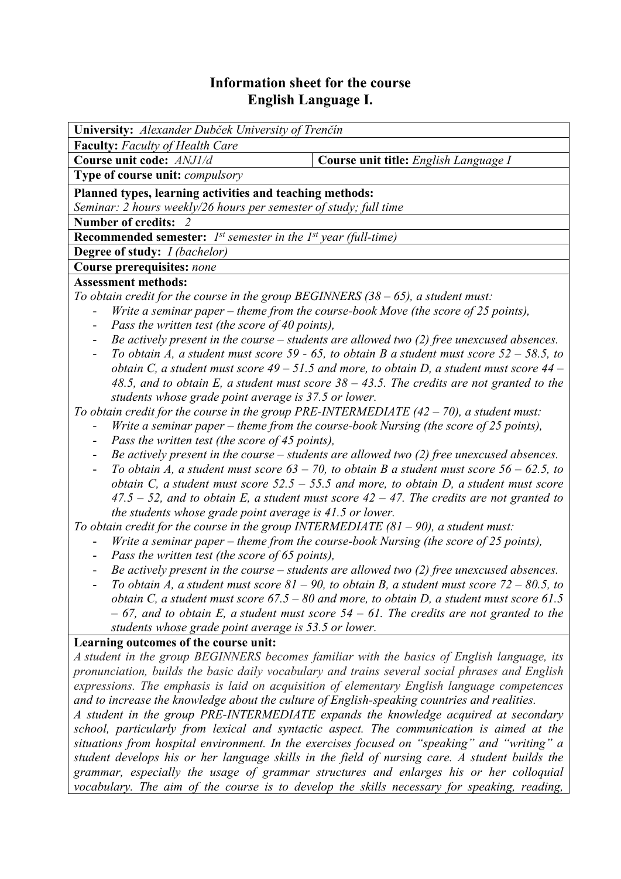# Information sheet for the course
# English Language I.

**University:** *Alexander Dubček University of Trenčín*

**Faculty:** *Faculty of Health Care*

| **Course unit code:** *ANJ1/d* | **Course unit title:** *English Language I* |
|---|---|

**Type of course unit:** *compulsory*

**Planned types, learning activities and teaching methods:**
*Seminar: 2 hours weekly/26 hours per semester of study; full time*

**Number of credits:** *2*

**Recommended semester:** *1st semester in the 1st year (full-time)*

**Degree of study:** *I (bachelor)*

**Course prerequisites:** *none*

**Assessment methods:**

*To obtain credit for the course in the group BEGINNERS (38 – 65), a student must:*

- *Write a seminar paper – theme from the course-book Move (the score of 25 points),*
- *Pass the written test (the score of 40 points),*
- *Be actively present in the course – students are allowed two (2) free unexcused absences.*
- *To obtain A, a student must score 59 - 65, to obtain B a student must score 52 – 58.5, to obtain C, a student must score 49 – 51.5 and more, to obtain D, a student must score 44 – 48.5, and to obtain E, a student must score 38 – 43.5. The credits are not granted to the students whose grade point average is 37.5 or lower.*

*To obtain credit for the course in the group PRE-INTERMEDIATE (42 – 70), a student must:*

- *Write a seminar paper – theme from the course-book Nursing (the score of 25 points),*
- *Pass the written test (the score of 45 points),*
- *Be actively present in the course – students are allowed two (2) free unexcused absences.*
- *To obtain A, a student must score 63 – 70, to obtain B a student must score 56 – 62.5, to obtain C, a student must score 52.5 – 55.5 and more, to obtain D, a student must score 47.5 – 52, and to obtain E, a student must score 42 – 47. The credits are not granted to the students whose grade point average is 41.5 or lower.*

*To obtain credit for the course in the group INTERMEDIATE (81 – 90), a student must:*

- *Write a seminar paper – theme from the course-book Nursing (the score of 25 points),*
- *Pass the written test (the score of 65 points),*
- *Be actively present in the course – students are allowed two (2) free unexcused absences.*
- *To obtain A, a student must score 81 – 90, to obtain B, a student must score 72 – 80.5, to obtain C, a student must score 67.5 – 80 and more, to obtain D, a student must score 61.5 – 67, and to obtain E, a student must score 54 – 61. The credits are not granted to the students whose grade point average is 53.5 or lower.*

**Learning outcomes of the course unit:**

*A student in the group BEGINNERS becomes familiar with the basics of English language, its pronunciation, builds the basic daily vocabulary and trains several social phrases and English expressions. The emphasis is laid on acquisition of elementary English language competences and to increase the knowledge about the culture of English-speaking countries and realities.*

*A student in the group PRE-INTERMEDIATE expands the knowledge acquired at secondary school, particularly from lexical and syntactic aspect. The communication is aimed at the situations from hospital environment. In the exercises focused on "speaking" and "writing" a student develops his or her language skills in the field of nursing care. A student builds the grammar, especially the usage of grammar structures and enlarges his or her colloquial vocabulary. The aim of the course is to develop the skills necessary for speaking, reading,*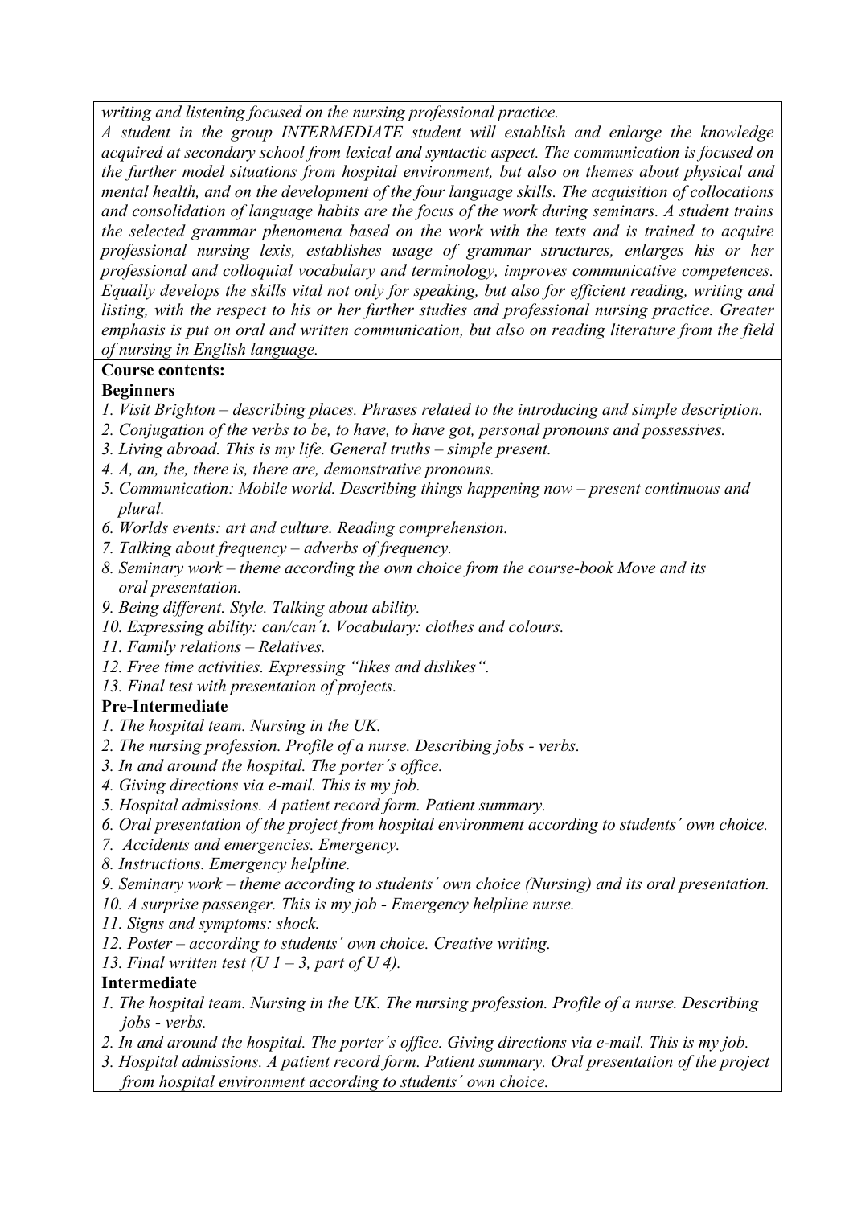*writing and listening focused on the nursing professional practice.*

*A student in the group INTERMEDIATE student will establish and enlarge the knowledge acquired at secondary school from lexical and syntactic aspect. The communication is focused on the further model situations from hospital environment, but also on themes about physical and mental health, and on the development of the four language skills. The acquisition of collocations and consolidation of language habits are the focus of the work during seminars. A student trains the selected grammar phenomena based on the work with the texts and is trained to acquire professional nursing lexis, establishes usage of grammar structures, enlarges his or her professional and colloquial vocabulary and terminology, improves communicative competences. Equally develops the skills vital not only for speaking, but also for efficient reading, writing and listing, with the respect to his or her further studies and professional nursing practice. Greater emphasis is put on oral and written communication, but also on reading literature from the field of nursing in English language.*

**Course contents:**

**Beginners**

1. *Visit Brighton – describing places. Phrases related to the introducing and simple description.*
2. *Conjugation of the verbs to be, to have, to have got, personal pronouns and possessives.*
3. *Living abroad. This is my life. General truths – simple present.*
4. *A, an, the, there is, there are, demonstrative pronouns.*
5. *Communication: Mobile world. Describing things happening now – present continuous and plural.*
6. *Worlds events: art and culture. Reading comprehension.*
7. *Talking about frequency – adverbs of frequency.*
8. *Seminary work – theme according the own choice from the course-book Move and its oral presentation.*
9. *Being different. Style. Talking about ability.*
10. *Expressing ability: can/can´t. Vocabulary: clothes and colours.*
11. *Family relations – Relatives.*
12. *Free time activities. Expressing "likes and dislikes".*
13. *Final test with presentation of projects.*

**Pre-Intermediate**

1. *The hospital team. Nursing in the UK.*
2. *The nursing profession. Profile of a nurse. Describing jobs - verbs.*
3. *In and around the hospital. The porter´s office.*
4. *Giving directions via e-mail. This is my job.*
5. *Hospital admissions. A patient record form. Patient summary.*
6. *Oral presentation of the project from hospital environment according to students´ own choice.*
7. *Accidents and emergencies. Emergency.*
8. *Instructions. Emergency helpline.*
9. *Seminary work – theme according to students´ own choice (Nursing) and its oral presentation.*
10. *A surprise passenger. This is my job - Emergency helpline nurse.*
11. *Signs and symptoms: shock.*
12. *Poster – according to students´ own choice. Creative writing.*
13. *Final written test (U 1 – 3, part of U 4).*

**Intermediate**

1. *The hospital team. Nursing in the UK. The nursing profession. Profile of a nurse. Describing jobs - verbs.*
2. *In and around the hospital. The porter´s office. Giving directions via e-mail. This is my job.*
3. *Hospital admissions. A patient record form. Patient summary. Oral presentation of the project from hospital environment according to students´ own choice.*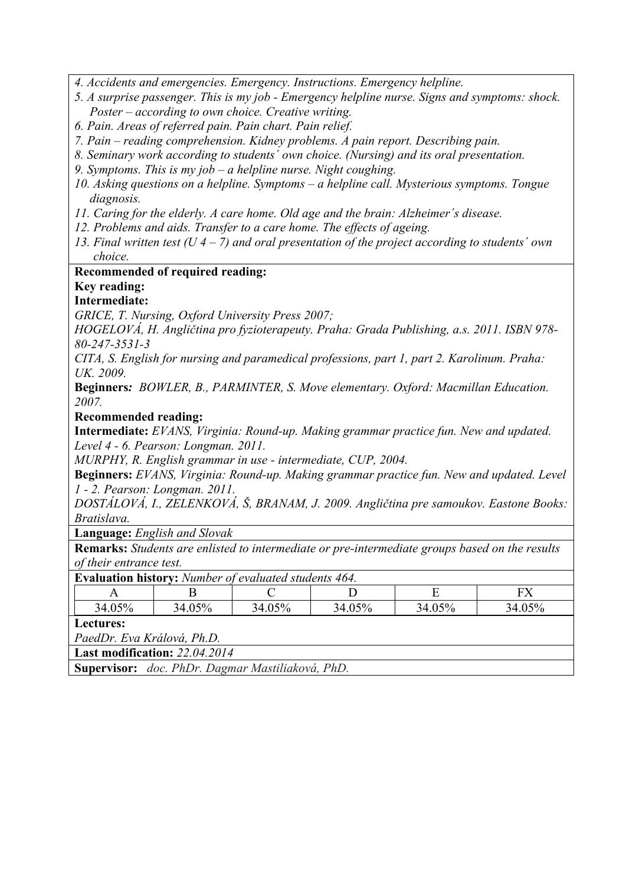*4. Accidents and emergencies. Emergency. Instructions. Emergency helpline.*

*5. A surprise passenger. This is my job - Emergency helpline nurse. Signs and symptoms: shock. Poster – according to own choice. Creative writing.*

*6. Pain. Areas of referred pain. Pain chart. Pain relief.*

*7. Pain – reading comprehension. Kidney problems. A pain report. Describing pain.*

*8. Seminary work according to students´ own choice. (Nursing) and its oral presentation.*

*9. Symptoms. This is my job – a helpline nurse. Night coughing.*

*10. Asking questions on a helpline. Symptoms – a helpline call. Mysterious symptoms. Tongue diagnosis.*

*11. Caring for the elderly. A care home. Old age and the brain: Alzheimer´s disease.*

*12. Problems and aids. Transfer to a care home. The effects of ageing.*

*13. Final written test (U 4 – 7) and oral presentation of the project according to students´ own choice.*

**Recommended of required reading:**

**Key reading:**

**Intermediate:**

*GRICE, T. Nursing, Oxford University Press 2007;*

*HOGELOVÁ, H. Angličtina pro fyzioterapeuty. Praha: Grada Publishing, a.s. 2011. ISBN 978-80-247-3531-3*

*CITA, S. English for nursing and paramedical professions, part 1, part 2. Karolinum. Praha: UK. 2009.*

**Beginners***: BOWLER, B., PARMINTER, S. Move elementary. Oxford: Macmillan Education. 2007.*

**Recommended reading:**

**Intermediate:** *EVANS, Virginia: Round-up. Making grammar practice fun. New and updated. Level 4 - 6. Pearson: Longman. 2011.*

*MURPHY, R. English grammar in use - intermediate, CUP, 2004.*

**Beginners:** *EVANS, Virginia: Round-up. Making grammar practice fun. New and updated. Level 1 - 2. Pearson: Longman. 2011.*

*DOSTÁLOVÁ, I., ZELENKOVÁ, Š, BRANAM, J. 2009. Angličtina pre samoukov. Eastone Books: Bratislava.*

**Language:** *English and Slovak*

**Remarks:** *Students are enlisted to intermediate or pre-intermediate groups based on the results of their entrance test.*

**Evaluation history:** *Number of evaluated students 464.*

| A | B | C | D | E | FX |
|---|---|---|---|---|---|
| 34.05% | 34.05% | 34.05% | 34.05% | 34.05% | 34.05% |

**Lectures:**

*PaedDr. Eva Králová, Ph.D.*

**Last modification:** *22.04.2014*

**Supervisor:** *doc. PhDr. Dagmar Mastiliaková, PhD.*